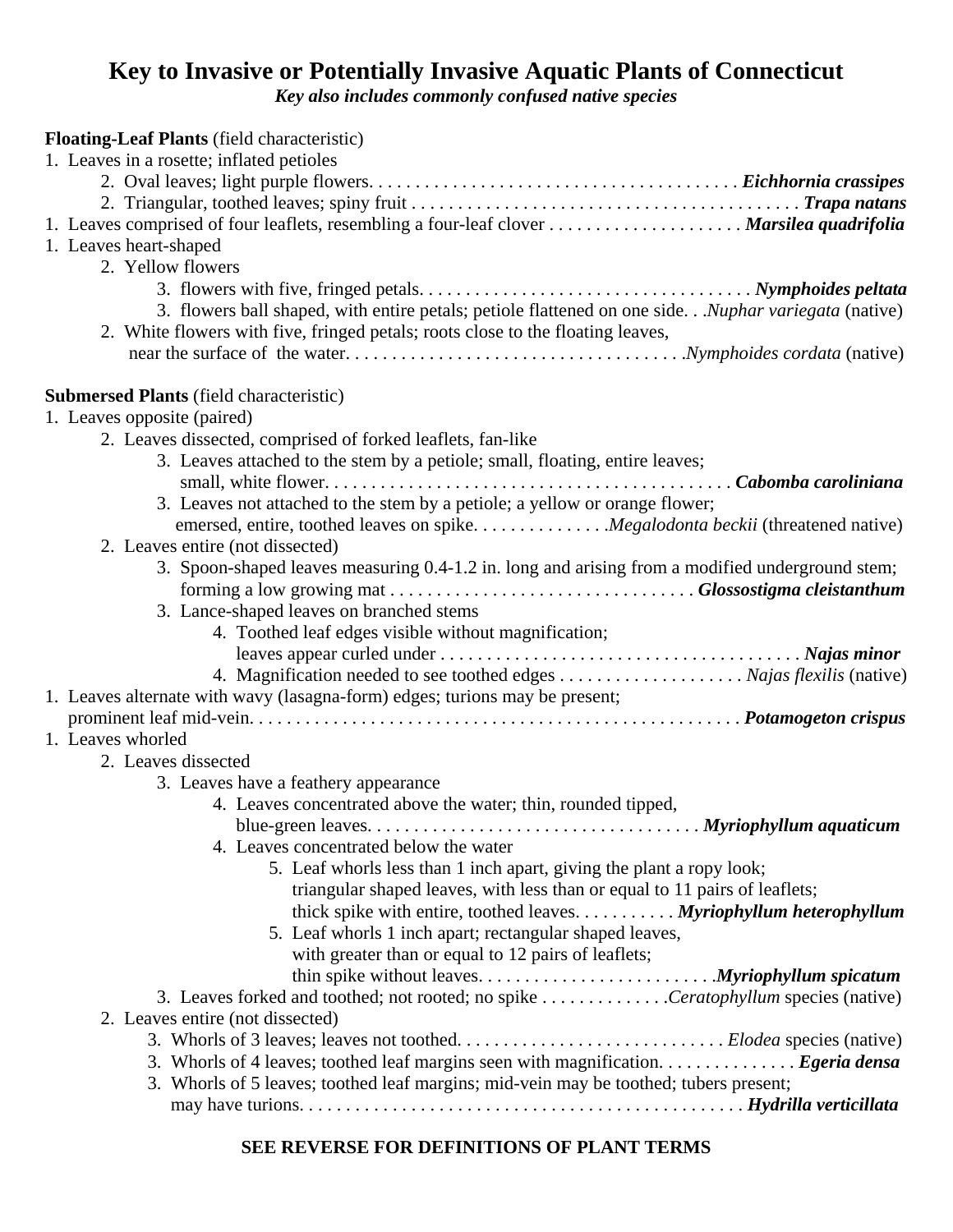# Key to Invasive or Potentially Invasive Aquatic Plants of Connecticut

***Key also includes commonly confused native species***

**Floating-Leaf Plants** (field characteristic)

1. Leaves in a rosette; inflated petioles
    2. Oval leaves; light purple flowers. . . . . . . . . . . . . . . . . . . . . . . . . . . . . . . . . . . . . . . . ***Eichhornia crassipes***
    2. Triangular, toothed leaves; spiny fruit . . . . . . . . . . . . . . . . . . . . . . . . . . . . . . . . . . . . . . . . . . ***Trapa natans***
1. Leaves comprised of four leaflets, resembling a four-leaf clover . . . . . . . . . . . . . . . . . . . . . ***Marsilea quadrifolia***
1. Leaves heart-shaped
    2. Yellow flowers
        3. flowers with five, fringed petals. . . . . . . . . . . . . . . . . . . . . . . . . . . . . . . . . . . . ***Nymphoides peltata***
        3. flowers ball shaped, with entire petals; petiole flattened on one side. . .*Nuphar variegata* (native)
    2. White flowers with five, fringed petals; roots close to the floating leaves, near the surface of the water. . . . . . . . . . . . . . . . . . . . . . . . . . . . . . . . . . . . .*Nymphoides cordata* (native)

**Submersed Plants** (field characteristic)

1. Leaves opposite (paired)
    2. Leaves dissected, comprised of forked leaflets, fan-like
        3. Leaves attached to the stem by a petiole; small, floating, entire leaves; small, white flower. . . . . . . . . . . . . . . . . . . . . . . . . . . . . . . . . . . . . . . . . . . ***Cabomba caroliniana***
        3. Leaves not attached to the stem by a petiole; a yellow or orange flower; emersed, entire, toothed leaves on spike. . . . . . . . . . . . . . .*Megalodonta beckii* (threatened native)
    2. Leaves entire (not dissected)
        3. Spoon-shaped leaves measuring 0.4-1.2 in. long and arising from a modified underground stem; forming a low growing mat . . . . . . . . . . . . . . . . . . . . . . . . . . . . . . . . ***Glossostigma cleistanthum***
        3. Lance-shaped leaves on branched stems
            4. Toothed leaf edges visible without magnification; leaves appear curled under . . . . . . . . . . . . . . . . . . . . . . . . . . . . . . . . . . . . . . . ***Najas minor***
            4. Magnification needed to see toothed edges . . . . . . . . . . . . . . . . . . . . *Najas flexilis* (native)
1. Leaves alternate with wavy (lasagna-form) edges; turions may be present; prominent leaf mid-vein. . . . . . . . . . . . . . . . . . . . . . . . . . . . . . . . . . . . . . . . . . . . . . . . . . . ***Potamogeton crispus***
1. Leaves whorled
    2. Leaves dissected
        3. Leaves have a feathery appearance
            4. Leaves concentrated above the water; thin, rounded tipped, blue-green leaves. . . . . . . . . . . . . . . . . . . . . . . . . . . . . . . . . . . . ***Myriophyllum aquaticum***
            4. Leaves concentrated below the water
                5. Leaf whorls less than 1 inch apart, giving the plant a ropy look; triangular shaped leaves, with less than or equal to 11 pairs of leaflets; thick spike with entire, toothed leaves. . . . . . . . . . ***Myriophyllum heterophyllum***
                5. Leaf whorls 1 inch apart; rectangular shaped leaves, with greater than or equal to 12 pairs of leaflets; thin spike without leaves. . . . . . . . . . . . . . . . . . . . . . . . .***Myriophyllum spicatum***
        3. Leaves forked and toothed; not rooted; no spike . . . . . . . . . . . . . .*Ceratophyllum* species (native)
    2. Leaves entire (not dissected)
        3. Whorls of 3 leaves; leaves not toothed. . . . . . . . . . . . . . . . . . . . . . . . . . . . *Elodea* species (native)
        3. Whorls of 4 leaves; toothed leaf margins seen with magnification. . . . . . . . . . . . . . . ***Egeria densa***
        3. Whorls of 5 leaves; toothed leaf margins; mid-vein may be toothed; tubers present; may have turions. . . . . . . . . . . . . . . . . . . . . . . . . . . . . . . . . . . . . . . . . . . . . . . ***Hydrilla verticillata***

**SEE REVERSE FOR DEFINITIONS OF PLANT TERMS**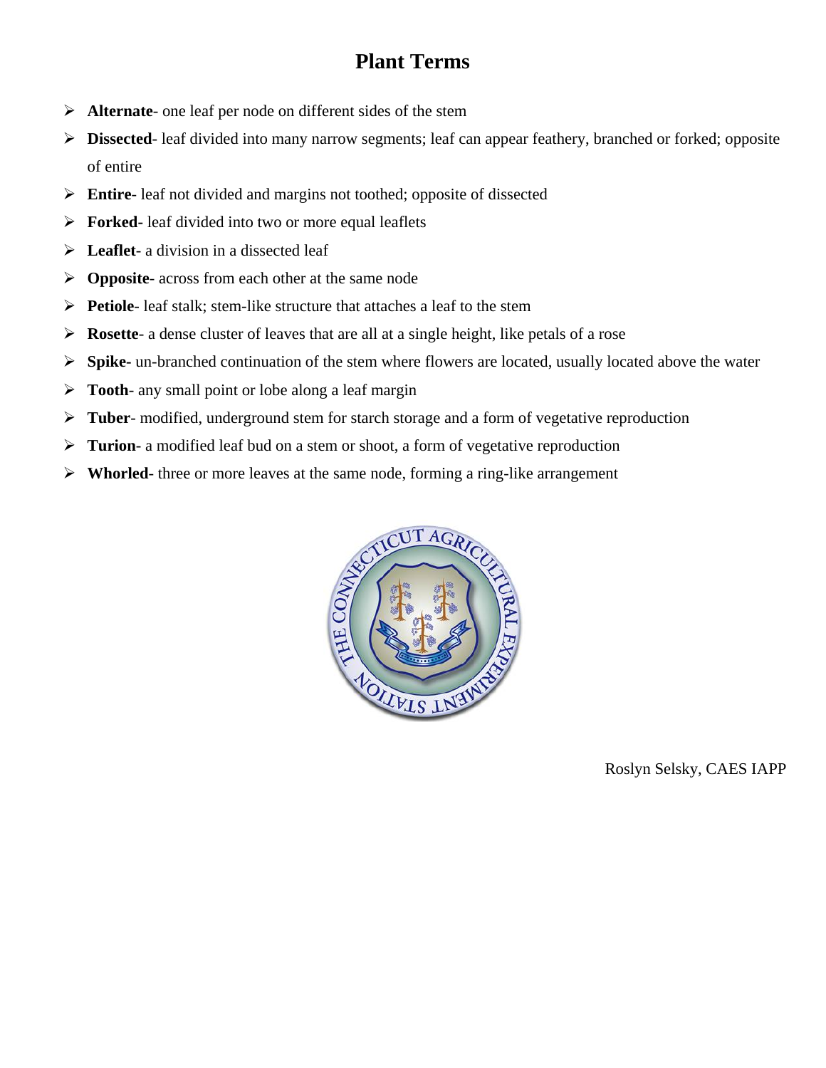# Plant Terms

- **Alternate**- one leaf per node on different sides of the stem
- **Dissected**- leaf divided into many narrow segments; leaf can appear feathery, branched or forked; opposite of entire
- **Entire**- leaf not divided and margins not toothed; opposite of dissected
- **Forked-** leaf divided into two or more equal leaflets
- **Leaflet**- a division in a dissected leaf
- **Opposite**- across from each other at the same node
- **Petiole**- leaf stalk; stem-like structure that attaches a leaf to the stem
- **Rosette**- a dense cluster of leaves that are all at a single height, like petals of a rose
- **Spike-** un-branched continuation of the stem where flowers are located, usually located above the water
- **Tooth**- any small point or lobe along a leaf margin
- **Tuber**- modified, underground stem for starch storage and a form of vegetative reproduction
- **Turion**- a modified leaf bud on a stem or shoot, a form of vegetative reproduction
- **Whorled**- three or more leaves at the same node, forming a ring-like arrangement

Roslyn Selsky, CAES IAPP